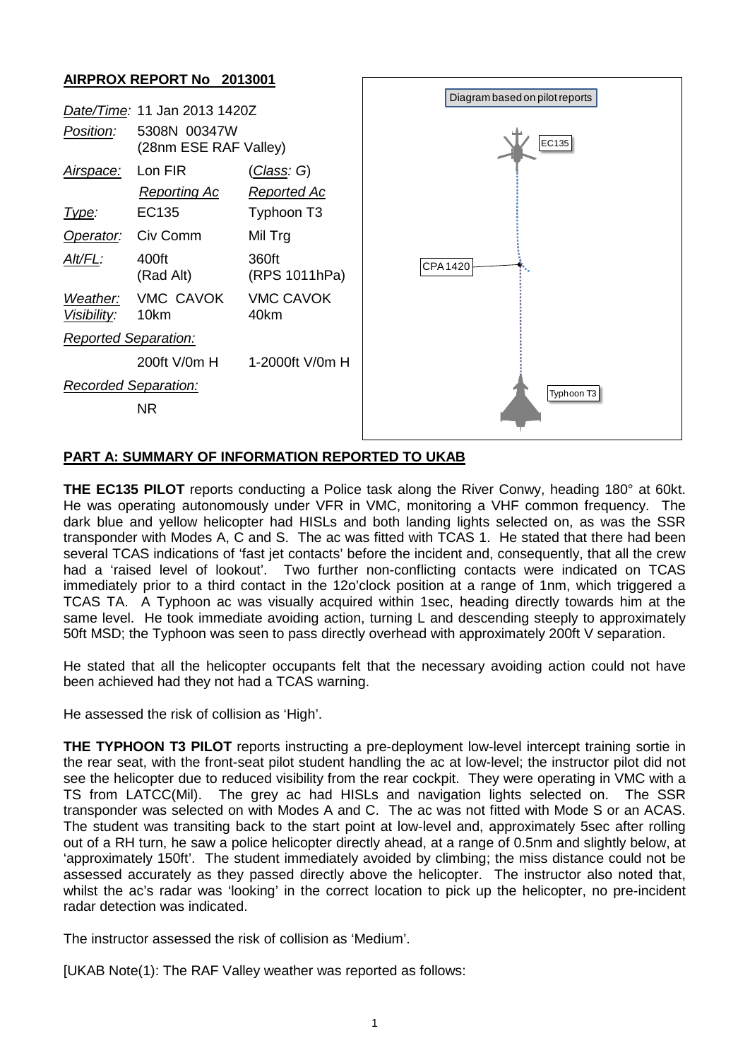## AIRPROX REPORT No 2013001

| | | |
|---|---|---|
| *Date/Time:* | 11 Jan 2013 1420Z | |
| *Position:* | 5308N 00347W (28nm ESE RAF Valley) | |
| *Airspace:* | Lon FIR | (*Class:* G) |
| | *Reporting Ac* | *Reported Ac* |
| *Type:* | EC135 | Typhoon T3 |
| *Operator:* | Civ Comm | Mil Trg |
| *Alt/FL:* | 400ft (Rad Alt) | 360ft (RPS 1011hPa) |
| *Weather:* | VMC CAVOK | VMC CAVOK |
| *Visibility:* | 10km | 40km |
| *Reported Separation:* | | |
| | 200ft V/0m H | 1-2000ft V/0m H |
| *Recorded Separation:* | | |
| | NR | |

Diagram based on pilot reports

EC135

CPA 1420

Typhoon T3

**PART A: SUMMARY OF INFORMATION REPORTED TO UKAB**

**THE EC135 PILOT** reports conducting a Police task along the River Conwy, heading 180° at 60kt. He was operating autonomously under VFR in VMC, monitoring a VHF common frequency. The dark blue and yellow helicopter had HISLs and both landing lights selected on, as was the SSR transponder with Modes A, C and S. The ac was fitted with TCAS 1. He stated that there had been several TCAS indications of 'fast jet contacts' before the incident and, consequently, that all the crew had a 'raised level of lookout'. Two further non-conflicting contacts were indicated on TCAS immediately prior to a third contact in the 12o'clock position at a range of 1nm, which triggered a TCAS TA. A Typhoon ac was visually acquired within 1sec, heading directly towards him at the same level. He took immediate avoiding action, turning L and descending steeply to approximately 50ft MSD; the Typhoon was seen to pass directly overhead with approximately 200ft V separation.

He stated that all the helicopter occupants felt that the necessary avoiding action could not have been achieved had they not had a TCAS warning.

He assessed the risk of collision as 'High'.

**THE TYPHOON T3 PILOT** reports instructing a pre-deployment low-level intercept training sortie in the rear seat, with the front-seat pilot student handling the ac at low-level; the instructor pilot did not see the helicopter due to reduced visibility from the rear cockpit. They were operating in VMC with a TS from LATCC(Mil). The grey ac had HISLs and navigation lights selected on. The SSR transponder was selected on with Modes A and C. The ac was not fitted with Mode S or an ACAS. The student was transiting back to the start point at low-level and, approximately 5sec after rolling out of a RH turn, he saw a police helicopter directly ahead, at a range of 0.5nm and slightly below, at 'approximately 150ft'. The student immediately avoided by climbing; the miss distance could not be assessed accurately as they passed directly above the helicopter. The instructor also noted that, whilst the ac's radar was 'looking' in the correct location to pick up the helicopter, no pre-incident radar detection was indicated.

The instructor assessed the risk of collision as 'Medium'.

[UKAB Note(1): The RAF Valley weather was reported as follows: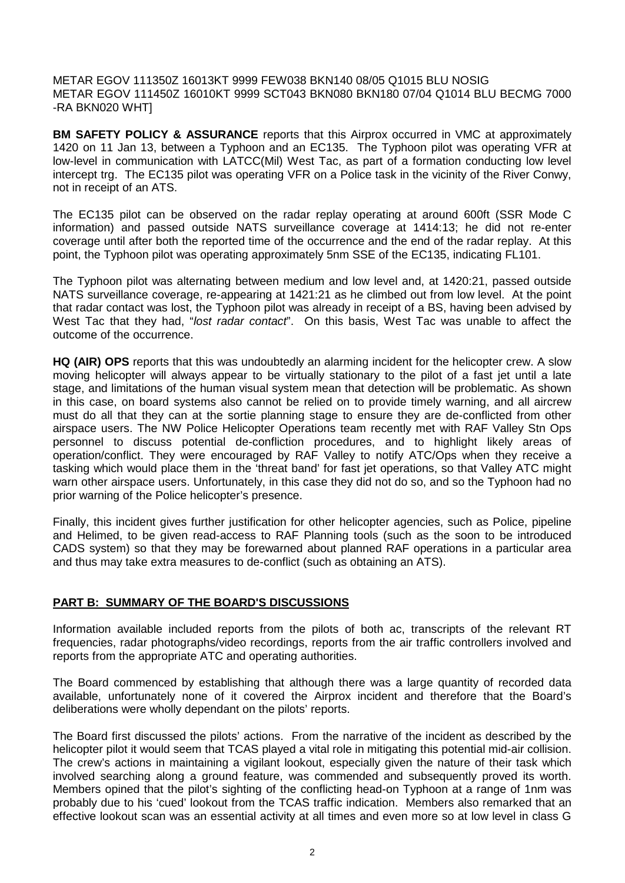METAR EGOV 111350Z 16013KT 9999 FEW038 BKN140 08/05 Q1015 BLU NOSIG
METAR EGOV 111450Z 16010KT 9999 SCT043 BKN080 BKN180 07/04 Q1014 BLU BECMG 7000 -RA BKN020 WHT]

**BM SAFETY POLICY & ASSURANCE** reports that this Airprox occurred in VMC at approximately 1420 on 11 Jan 13, between a Typhoon and an EC135. The Typhoon pilot was operating VFR at low-level in communication with LATCC(Mil) West Tac, as part of a formation conducting low level intercept trg. The EC135 pilot was operating VFR on a Police task in the vicinity of the River Conwy, not in receipt of an ATS.

The EC135 pilot can be observed on the radar replay operating at around 600ft (SSR Mode C information) and passed outside NATS surveillance coverage at 1414:13; he did not re-enter coverage until after both the reported time of the occurrence and the end of the radar replay. At this point, the Typhoon pilot was operating approximately 5nm SSE of the EC135, indicating FL101.

The Typhoon pilot was alternating between medium and low level and, at 1420:21, passed outside NATS surveillance coverage, re-appearing at 1421:21 as he climbed out from low level. At the point that radar contact was lost, the Typhoon pilot was already in receipt of a BS, having been advised by West Tac that they had, "*lost radar contact*". On this basis, West Tac was unable to affect the outcome of the occurrence.

**HQ (AIR) OPS** reports that this was undoubtedly an alarming incident for the helicopter crew. A slow moving helicopter will always appear to be virtually stationary to the pilot of a fast jet until a late stage, and limitations of the human visual system mean that detection will be problematic. As shown in this case, on board systems also cannot be relied on to provide timely warning, and all aircrew must do all that they can at the sortie planning stage to ensure they are de-conflicted from other airspace users. The NW Police Helicopter Operations team recently met with RAF Valley Stn Ops personnel to discuss potential de-confliction procedures, and to highlight likely areas of operation/conflict. They were encouraged by RAF Valley to notify ATC/Ops when they receive a tasking which would place them in the 'threat band' for fast jet operations, so that Valley ATC might warn other airspace users. Unfortunately, in this case they did not do so, and so the Typhoon had no prior warning of the Police helicopter's presence.

Finally, this incident gives further justification for other helicopter agencies, such as Police, pipeline and Helimed, to be given read-access to RAF Planning tools (such as the soon to be introduced CADS system) so that they may be forewarned about planned RAF operations in a particular area and thus may take extra measures to de-conflict (such as obtaining an ATS).

## PART B: SUMMARY OF THE BOARD'S DISCUSSIONS

Information available included reports from the pilots of both ac, transcripts of the relevant RT frequencies, radar photographs/video recordings, reports from the air traffic controllers involved and reports from the appropriate ATC and operating authorities.

The Board commenced by establishing that although there was a large quantity of recorded data available, unfortunately none of it covered the Airprox incident and therefore that the Board's deliberations were wholly dependant on the pilots' reports.

The Board first discussed the pilots' actions. From the narrative of the incident as described by the helicopter pilot it would seem that TCAS played a vital role in mitigating this potential mid-air collision. The crew's actions in maintaining a vigilant lookout, especially given the nature of their task which involved searching along a ground feature, was commended and subsequently proved its worth. Members opined that the pilot's sighting of the conflicting head-on Typhoon at a range of 1nm was probably due to his 'cued' lookout from the TCAS traffic indication. Members also remarked that an effective lookout scan was an essential activity at all times and even more so at low level in class G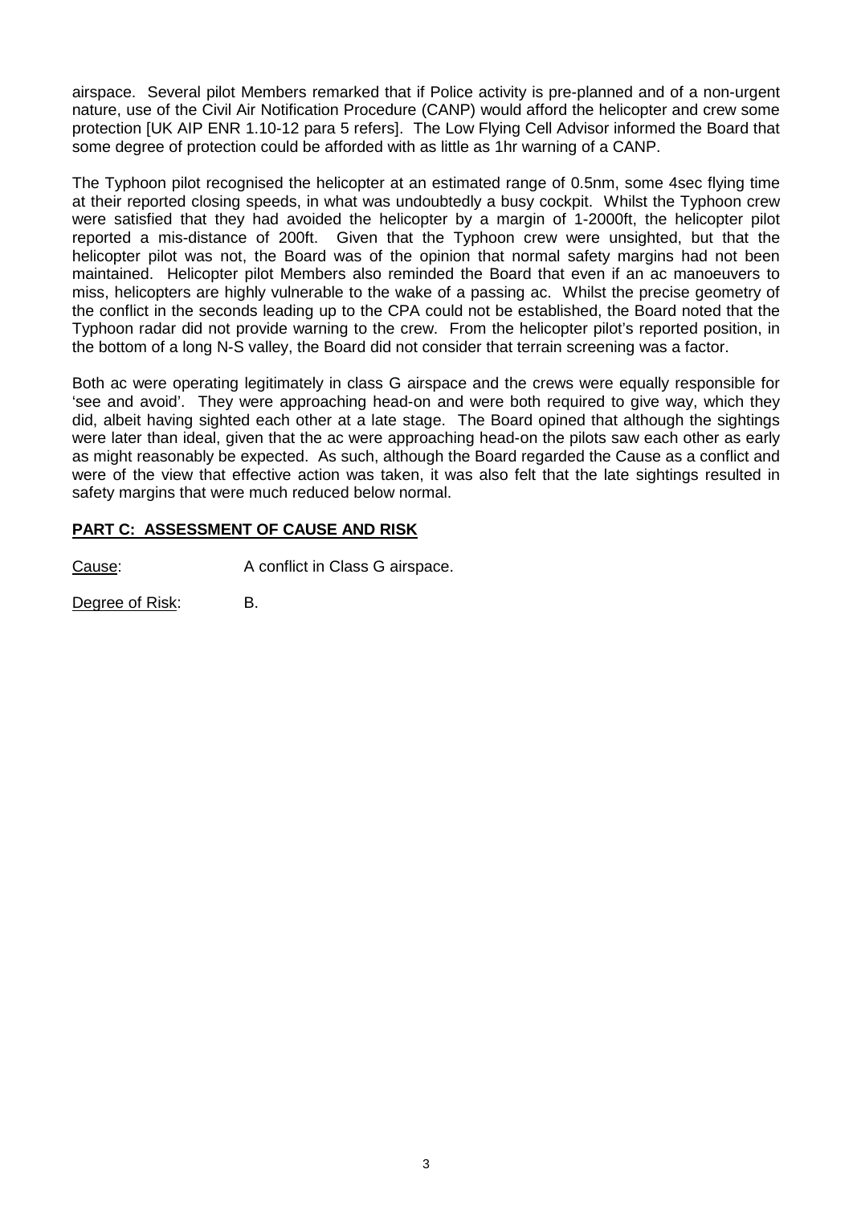airspace. Several pilot Members remarked that if Police activity is pre-planned and of a non-urgent nature, use of the Civil Air Notification Procedure (CANP) would afford the helicopter and crew some protection [UK AIP ENR 1.10-12 para 5 refers]. The Low Flying Cell Advisor informed the Board that some degree of protection could be afforded with as little as 1hr warning of a CANP.

The Typhoon pilot recognised the helicopter at an estimated range of 0.5nm, some 4sec flying time at their reported closing speeds, in what was undoubtedly a busy cockpit. Whilst the Typhoon crew were satisfied that they had avoided the helicopter by a margin of 1-2000ft, the helicopter pilot reported a mis-distance of 200ft. Given that the Typhoon crew were unsighted, but that the helicopter pilot was not, the Board was of the opinion that normal safety margins had not been maintained. Helicopter pilot Members also reminded the Board that even if an ac manoeuvers to miss, helicopters are highly vulnerable to the wake of a passing ac. Whilst the precise geometry of the conflict in the seconds leading up to the CPA could not be established, the Board noted that the Typhoon radar did not provide warning to the crew. From the helicopter pilot's reported position, in the bottom of a long N-S valley, the Board did not consider that terrain screening was a factor.

Both ac were operating legitimately in class G airspace and the crews were equally responsible for 'see and avoid'. They were approaching head-on and were both required to give way, which they did, albeit having sighted each other at a late stage. The Board opined that although the sightings were later than ideal, given that the ac were approaching head-on the pilots saw each other as early as might reasonably be expected. As such, although the Board regarded the Cause as a conflict and were of the view that effective action was taken, it was also felt that the late sightings resulted in safety margins that were much reduced below normal.

## PART C: ASSESSMENT OF CAUSE AND RISK

Cause: A conflict in Class G airspace.

Degree of Risk: B.